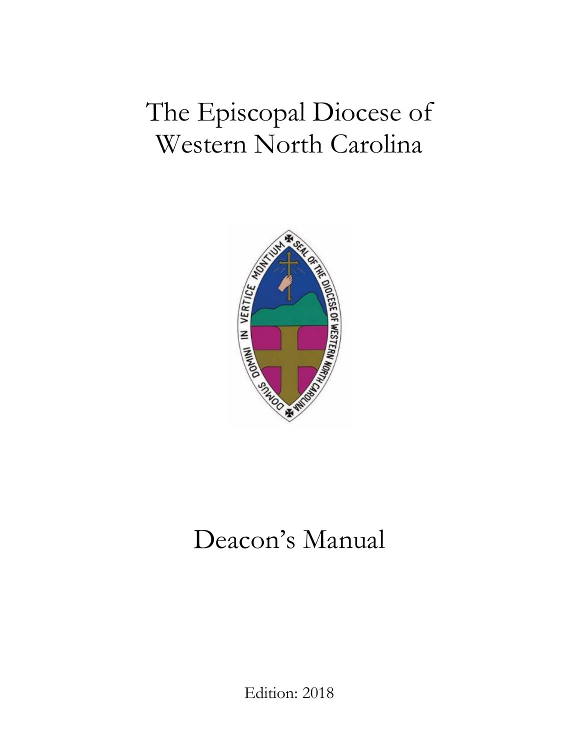# The Episcopal Diocese of Western North Carolina

# Deacon's Manual

Edition: 2018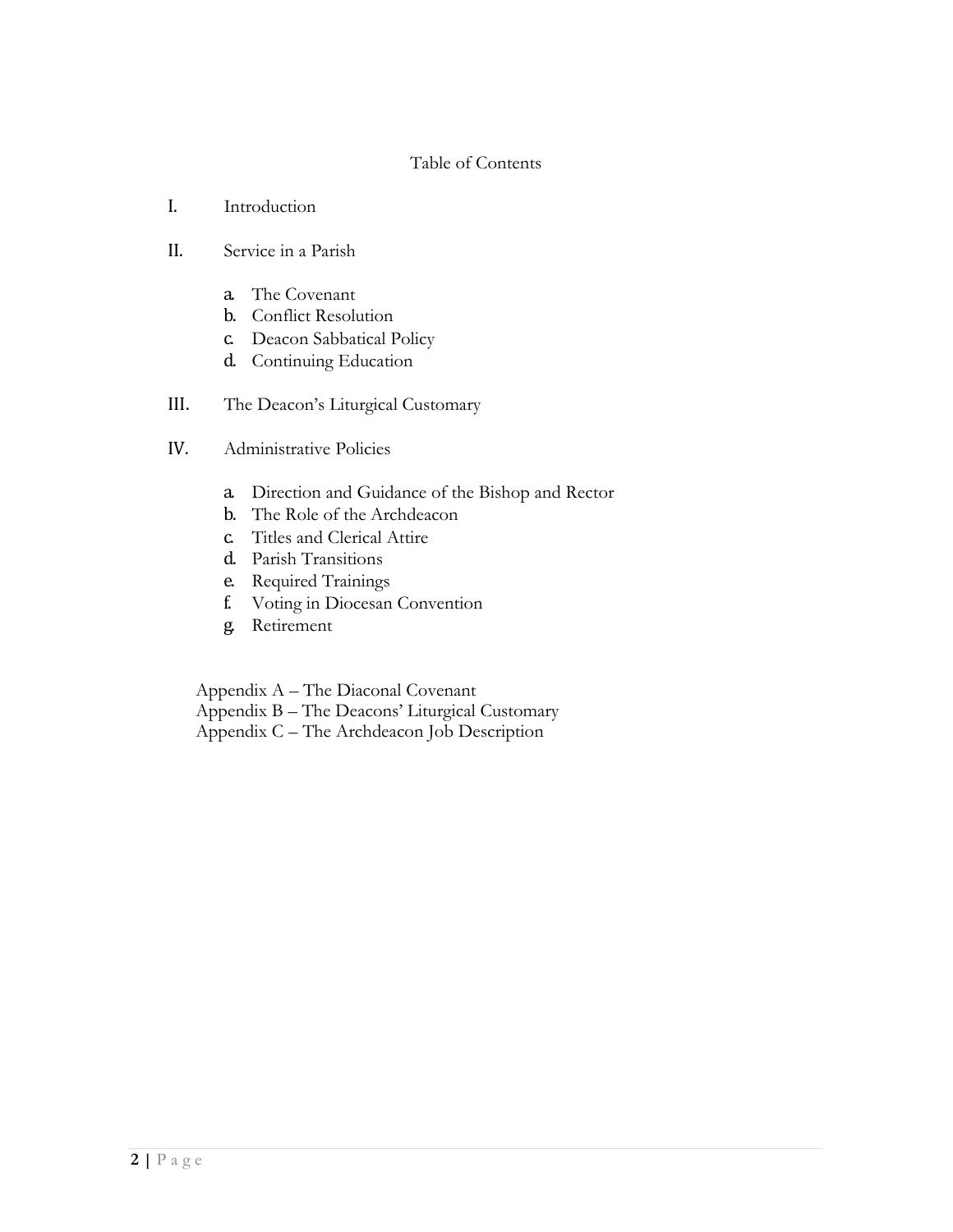# Table of Contents

I. Introduction

II. Service in a Parish

   a. The Covenant
   b. Conflict Resolution
   c. Deacon Sabbatical Policy
   d. Continuing Education

III. The Deacon's Liturgical Customary

IV. Administrative Policies

   a. Direction and Guidance of the Bishop and Rector
   b. The Role of the Archdeacon
   c. Titles and Clerical Attire
   d. Parish Transitions
   e. Required Trainings
   f. Voting in Diocesan Convention
   g. Retirement

Appendix A – The Diaconal Covenant
Appendix B – The Deacons' Liturgical Customary
Appendix C – The Archdeacon Job Description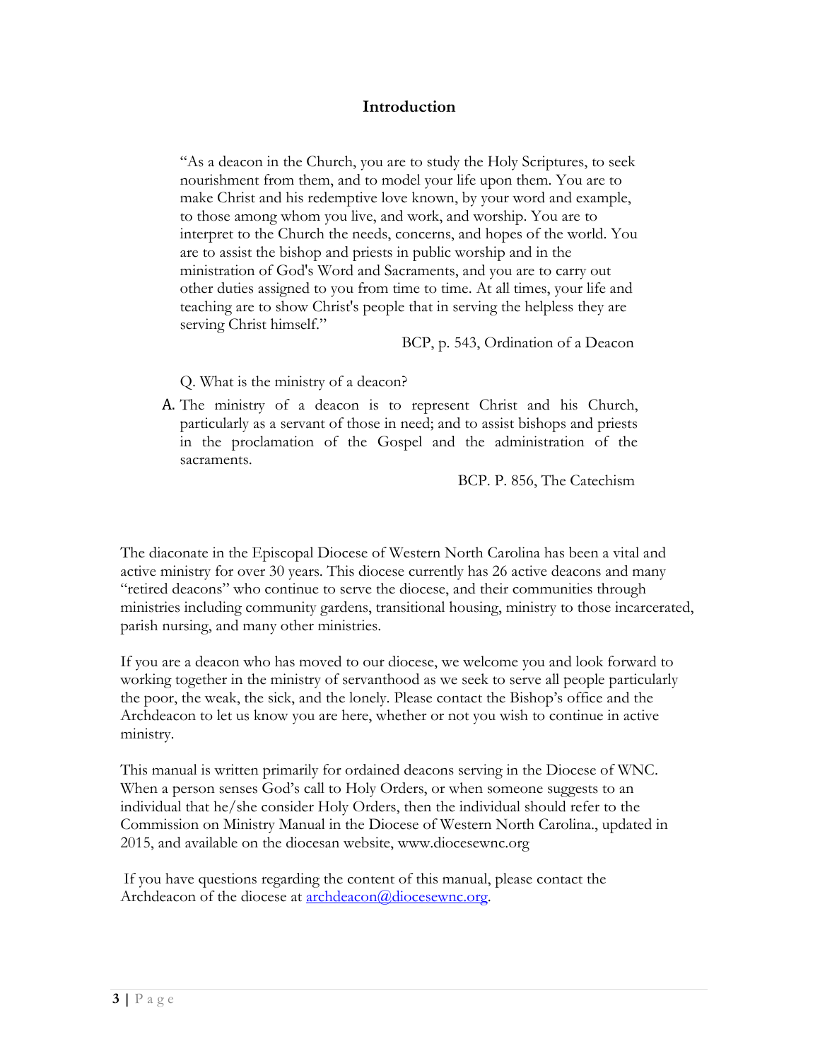## Introduction

> "As a deacon in the Church, you are to study the Holy Scriptures, to seek nourishment from them, and to model your life upon them. You are to make Christ and his redemptive love known, by your word and example, to those among whom you live, and work, and worship. You are to interpret to the Church the needs, concerns, and hopes of the world. You are to assist the bishop and priests in public worship and in the ministration of God's Word and Sacraments, and you are to carry out other duties assigned to you from time to time. At all times, your life and teaching are to show Christ's people that in serving the helpless they are serving Christ himself."
>
> BCP, p. 543, Ordination of a Deacon

Q. What is the ministry of a deacon?

A. The ministry of a deacon is to represent Christ and his Church, particularly as a servant of those in need; and to assist bishops and priests in the proclamation of the Gospel and the administration of the sacraments.

BCP. P. 856, The Catechism

The diaconate in the Episcopal Diocese of Western North Carolina has been a vital and active ministry for over 30 years. This diocese currently has 26 active deacons and many "retired deacons" who continue to serve the diocese, and their communities through ministries including community gardens, transitional housing, ministry to those incarcerated, parish nursing, and many other ministries.

If you are a deacon who has moved to our diocese, we welcome you and look forward to working together in the ministry of servanthood as we seek to serve all people particularly the poor, the weak, the sick, and the lonely. Please contact the Bishop's office and the Archdeacon to let us know you are here, whether or not you wish to continue in active ministry.

This manual is written primarily for ordained deacons serving in the Diocese of WNC. When a person senses God's call to Holy Orders, or when someone suggests to an individual that he/she consider Holy Orders, then the individual should refer to the Commission on Ministry Manual in the Diocese of Western North Carolina., updated in 2015, and available on the diocesan website, www.diocesewnc.org

If you have questions regarding the content of this manual, please contact the Archdeacon of the diocese at archdeacon@diocesewnc.org.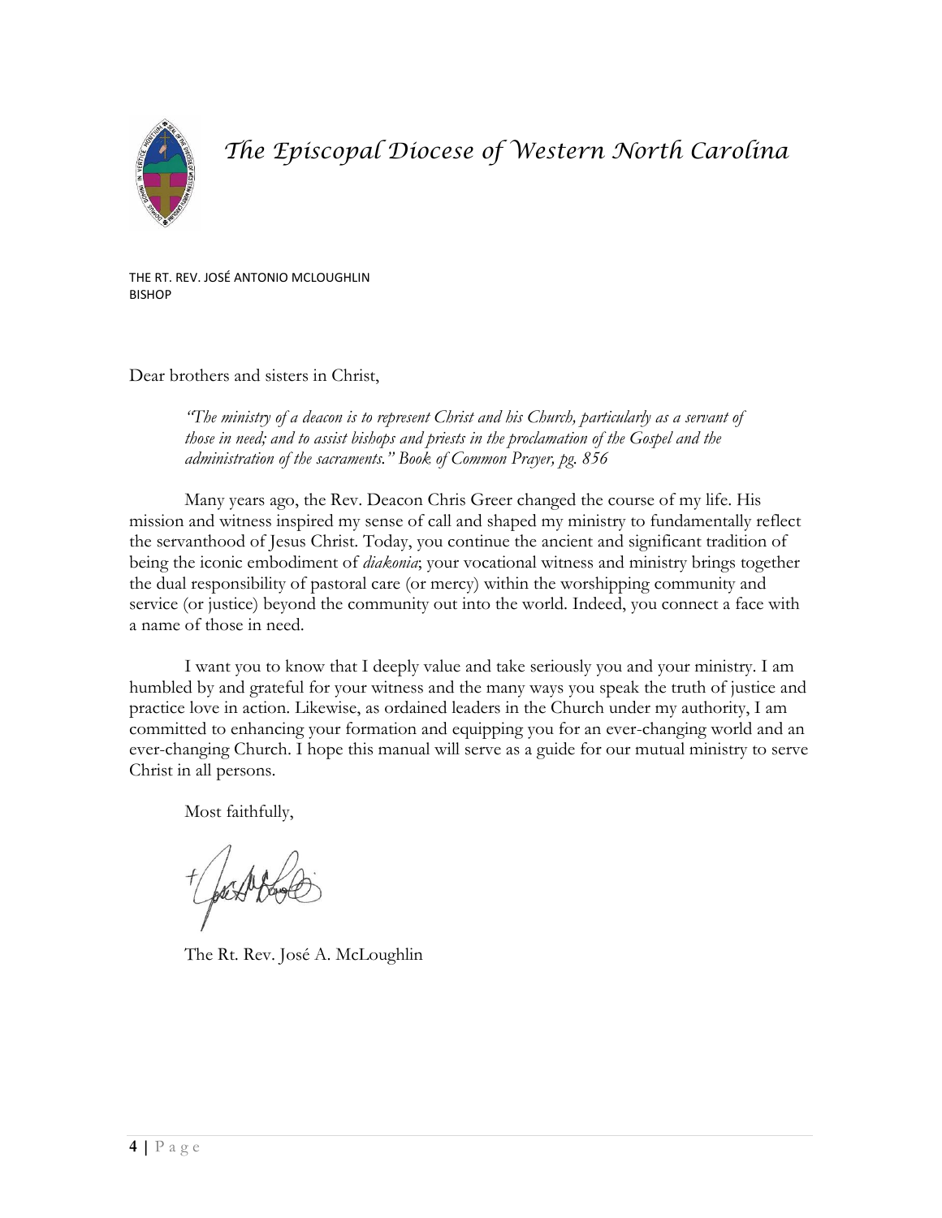# *The Episcopal Diocese of Western North Carolina*

THE RT. REV. JOSÉ ANTONIO MCLOUGHLIN
BISHOP

Dear brothers and sisters in Christ,

> *"The ministry of a deacon is to represent Christ and his Church, particularly as a servant of those in need; and to assist bishops and priests in the proclamation of the Gospel and the administration of the sacraments." Book of Common Prayer, pg. 856*

Many years ago, the Rev. Deacon Chris Greer changed the course of my life. His mission and witness inspired my sense of call and shaped my ministry to fundamentally reflect the servanthood of Jesus Christ. Today, you continue the ancient and significant tradition of being the iconic embodiment of *diakonia*; your vocational witness and ministry brings together the dual responsibility of pastoral care (or mercy) within the worshipping community and service (or justice) beyond the community out into the world. Indeed, you connect a face with a name of those in need.

I want you to know that I deeply value and take seriously you and your ministry. I am humbled by and grateful for your witness and the many ways you speak the truth of justice and practice love in action. Likewise, as ordained leaders in the Church under my authority, I am committed to enhancing your formation and equipping you for an ever-changing world and an ever-changing Church. I hope this manual will serve as a guide for our mutual ministry to serve Christ in all persons.

Most faithfully,

The Rt. Rev. José A. McLoughlin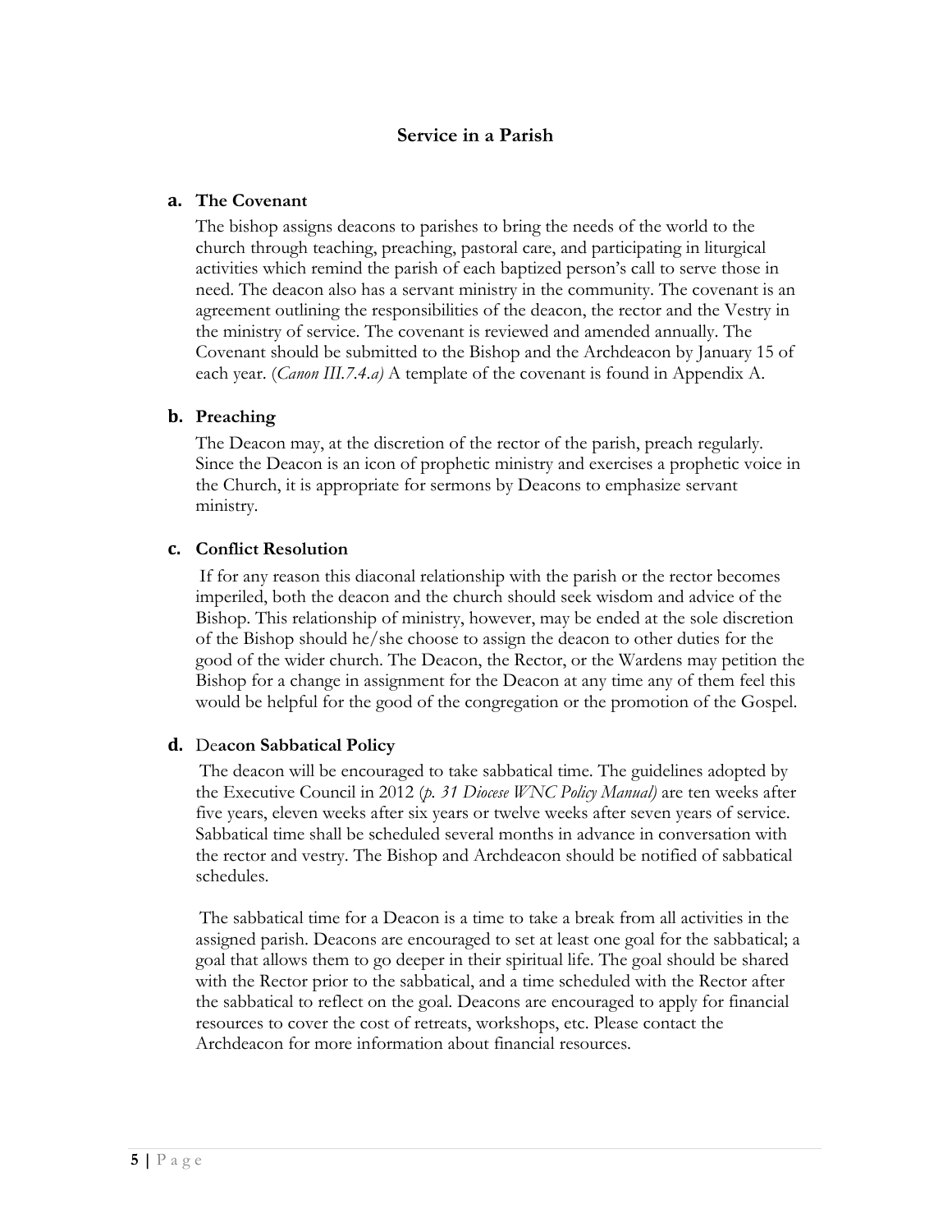## Service in a Parish

### a. The Covenant

The bishop assigns deacons to parishes to bring the needs of the world to the church through teaching, preaching, pastoral care, and participating in liturgical activities which remind the parish of each baptized person's call to serve those in need. The deacon also has a servant ministry in the community. The covenant is an agreement outlining the responsibilities of the deacon, the rector and the Vestry in the ministry of service. The covenant is reviewed and amended annually. The Covenant should be submitted to the Bishop and the Archdeacon by January 15 of each year. (*Canon III.7.4.a)* A template of the covenant is found in Appendix A.

### b. Preaching

The Deacon may, at the discretion of the rector of the parish, preach regularly. Since the Deacon is an icon of prophetic ministry and exercises a prophetic voice in the Church, it is appropriate for sermons by Deacons to emphasize servant ministry.

### c. Conflict Resolution

If for any reason this diaconal relationship with the parish or the rector becomes imperiled, both the deacon and the church should seek wisdom and advice of the Bishop. This relationship of ministry, however, may be ended at the sole discretion of the Bishop should he/she choose to assign the deacon to other duties for the good of the wider church. The Deacon, the Rector, or the Wardens may petition the Bishop for a change in assignment for the Deacon at any time any of them feel this would be helpful for the good of the congregation or the promotion of the Gospel.

### d. Deacon Sabbatical Policy

The deacon will be encouraged to take sabbatical time. The guidelines adopted by the Executive Council in 2012 (*p. 31 Diocese WNC Policy Manual)* are ten weeks after five years, eleven weeks after six years or twelve weeks after seven years of service. Sabbatical time shall be scheduled several months in advance in conversation with the rector and vestry. The Bishop and Archdeacon should be notified of sabbatical schedules.

The sabbatical time for a Deacon is a time to take a break from all activities in the assigned parish. Deacons are encouraged to set at least one goal for the sabbatical; a goal that allows them to go deeper in their spiritual life. The goal should be shared with the Rector prior to the sabbatical, and a time scheduled with the Rector after the sabbatical to reflect on the goal. Deacons are encouraged to apply for financial resources to cover the cost of retreats, workshops, etc. Please contact the Archdeacon for more information about financial resources.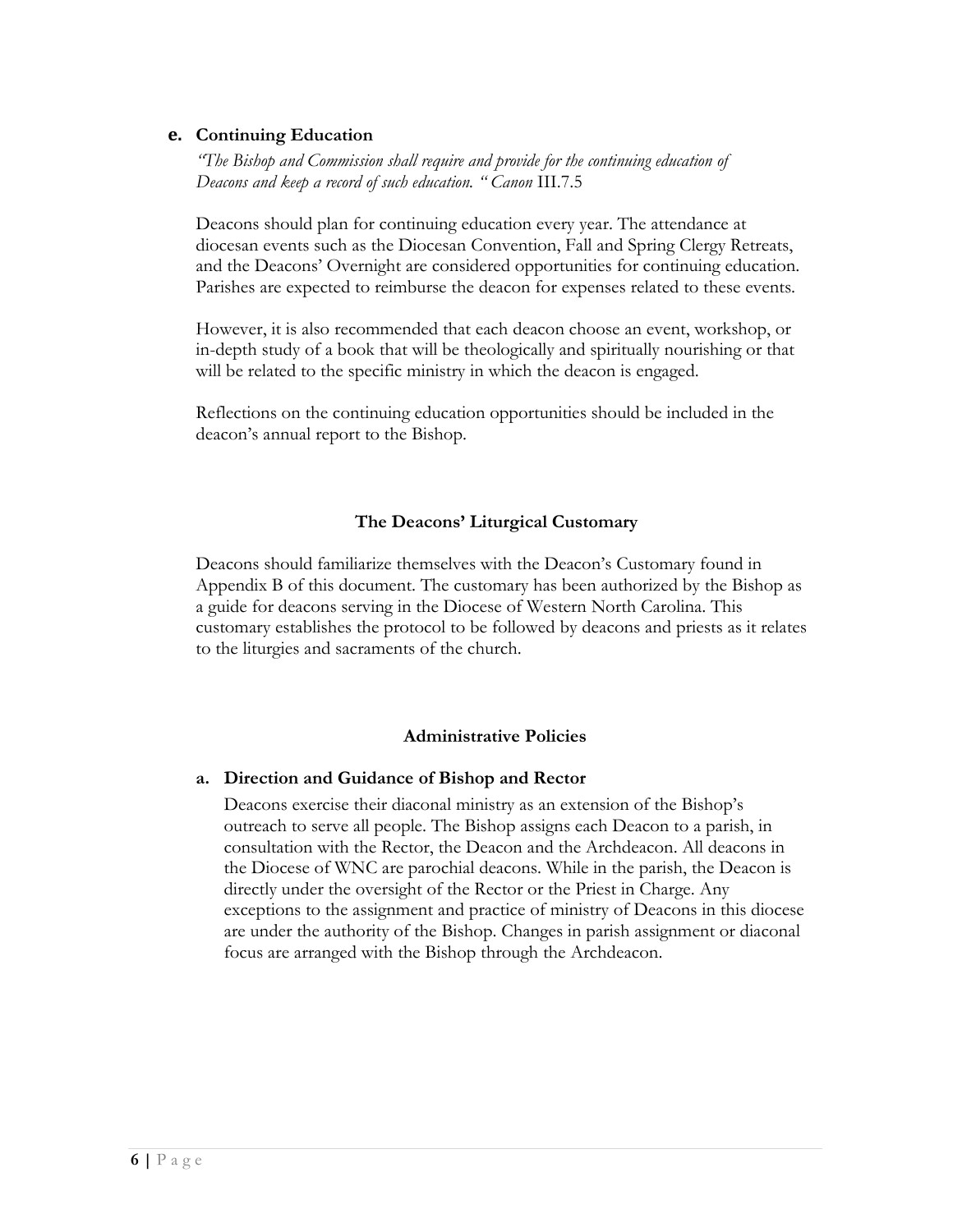### e. Continuing Education

*"The Bishop and Commission shall require and provide for the continuing education of Deacons and keep a record of such education. " Canon* III.7.5

Deacons should plan for continuing education every year. The attendance at diocesan events such as the Diocesan Convention, Fall and Spring Clergy Retreats, and the Deacons' Overnight are considered opportunities for continuing education. Parishes are expected to reimburse the deacon for expenses related to these events.

However, it is also recommended that each deacon choose an event, workshop, or in-depth study of a book that will be theologically and spiritually nourishing or that will be related to the specific ministry in which the deacon is engaged.

Reflections on the continuing education opportunities should be included in the deacon's annual report to the Bishop.

## The Deacons' Liturgical Customary

Deacons should familiarize themselves with the Deacon's Customary found in Appendix B of this document. The customary has been authorized by the Bishop as a guide for deacons serving in the Diocese of Western North Carolina. This customary establishes the protocol to be followed by deacons and priests as it relates to the liturgies and sacraments of the church.

## Administrative Policies

### a. Direction and Guidance of Bishop and Rector

Deacons exercise their diaconal ministry as an extension of the Bishop's outreach to serve all people. The Bishop assigns each Deacon to a parish, in consultation with the Rector, the Deacon and the Archdeacon. All deacons in the Diocese of WNC are parochial deacons. While in the parish, the Deacon is directly under the oversight of the Rector or the Priest in Charge. Any exceptions to the assignment and practice of ministry of Deacons in this diocese are under the authority of the Bishop. Changes in parish assignment or diaconal focus are arranged with the Bishop through the Archdeacon.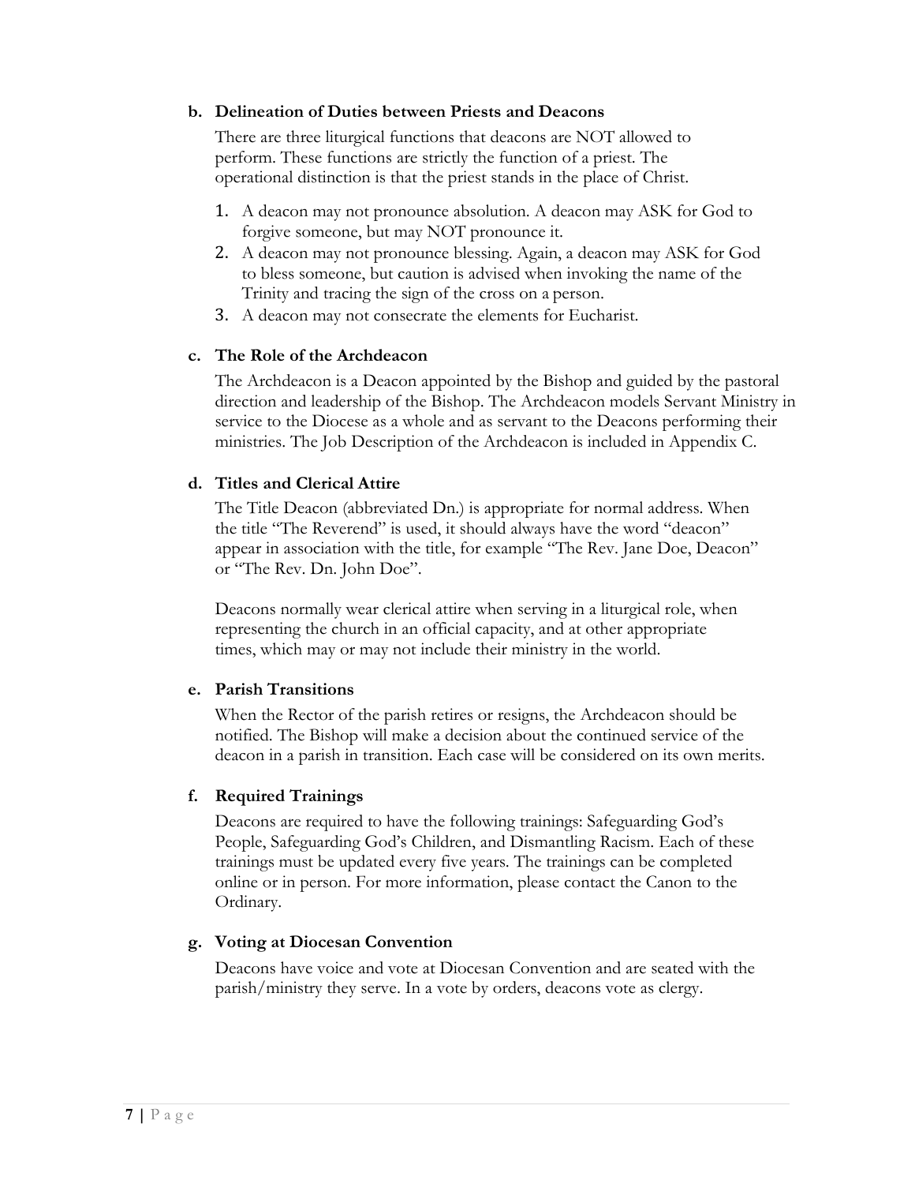### b. Delineation of Duties between Priests and Deacons

There are three liturgical functions that deacons are NOT allowed to perform. These functions are strictly the function of a priest. The operational distinction is that the priest stands in the place of Christ.

1. A deacon may not pronounce absolution. A deacon may ASK for God to forgive someone, but may NOT pronounce it.
2. A deacon may not pronounce blessing. Again, a deacon may ASK for God to bless someone, but caution is advised when invoking the name of the Trinity and tracing the sign of the cross on a person.
3. A deacon may not consecrate the elements for Eucharist.

### c. The Role of the Archdeacon

The Archdeacon is a Deacon appointed by the Bishop and guided by the pastoral direction and leadership of the Bishop. The Archdeacon models Servant Ministry in service to the Diocese as a whole and as servant to the Deacons performing their ministries. The Job Description of the Archdeacon is included in Appendix C.

### d. Titles and Clerical Attire

The Title Deacon (abbreviated Dn.) is appropriate for normal address. When the title "The Reverend" is used, it should always have the word "deacon" appear in association with the title, for example "The Rev. Jane Doe, Deacon" or "The Rev. Dn. John Doe".

Deacons normally wear clerical attire when serving in a liturgical role, when representing the church in an official capacity, and at other appropriate times, which may or may not include their ministry in the world.

### e. Parish Transitions

When the Rector of the parish retires or resigns, the Archdeacon should be notified. The Bishop will make a decision about the continued service of the deacon in a parish in transition. Each case will be considered on its own merits.

### f. Required Trainings

Deacons are required to have the following trainings: Safeguarding God's People, Safeguarding God's Children, and Dismantling Racism. Each of these trainings must be updated every five years. The trainings can be completed online or in person. For more information, please contact the Canon to the Ordinary.

### g. Voting at Diocesan Convention

Deacons have voice and vote at Diocesan Convention and are seated with the parish/ministry they serve. In a vote by orders, deacons vote as clergy.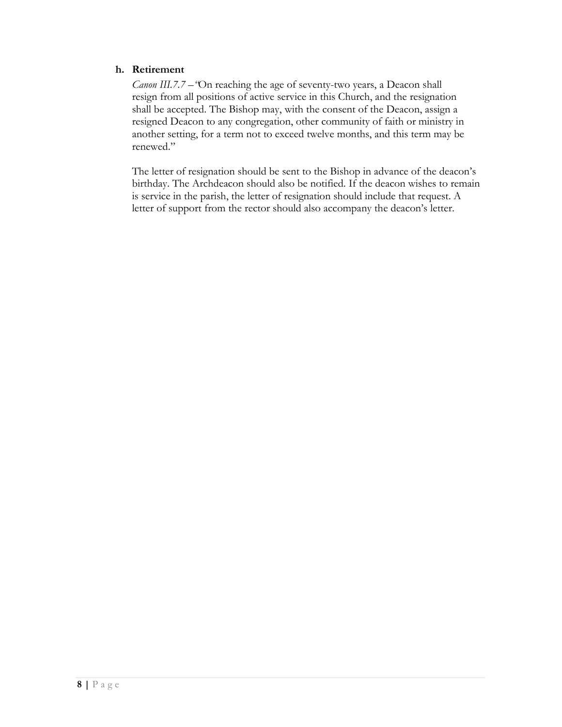**h. Retirement**

*Canon III.7.7* – "On reaching the age of seventy-two years, a Deacon shall resign from all positions of active service in this Church, and the resignation shall be accepted. The Bishop may, with the consent of the Deacon, assign a resigned Deacon to any congregation, other community of faith or ministry in another setting, for a term not to exceed twelve months, and this term may be renewed."

The letter of resignation should be sent to the Bishop in advance of the deacon's birthday. The Archdeacon should also be notified. If the deacon wishes to remain is service in the parish, the letter of resignation should include that request. A letter of support from the rector should also accompany the deacon's letter.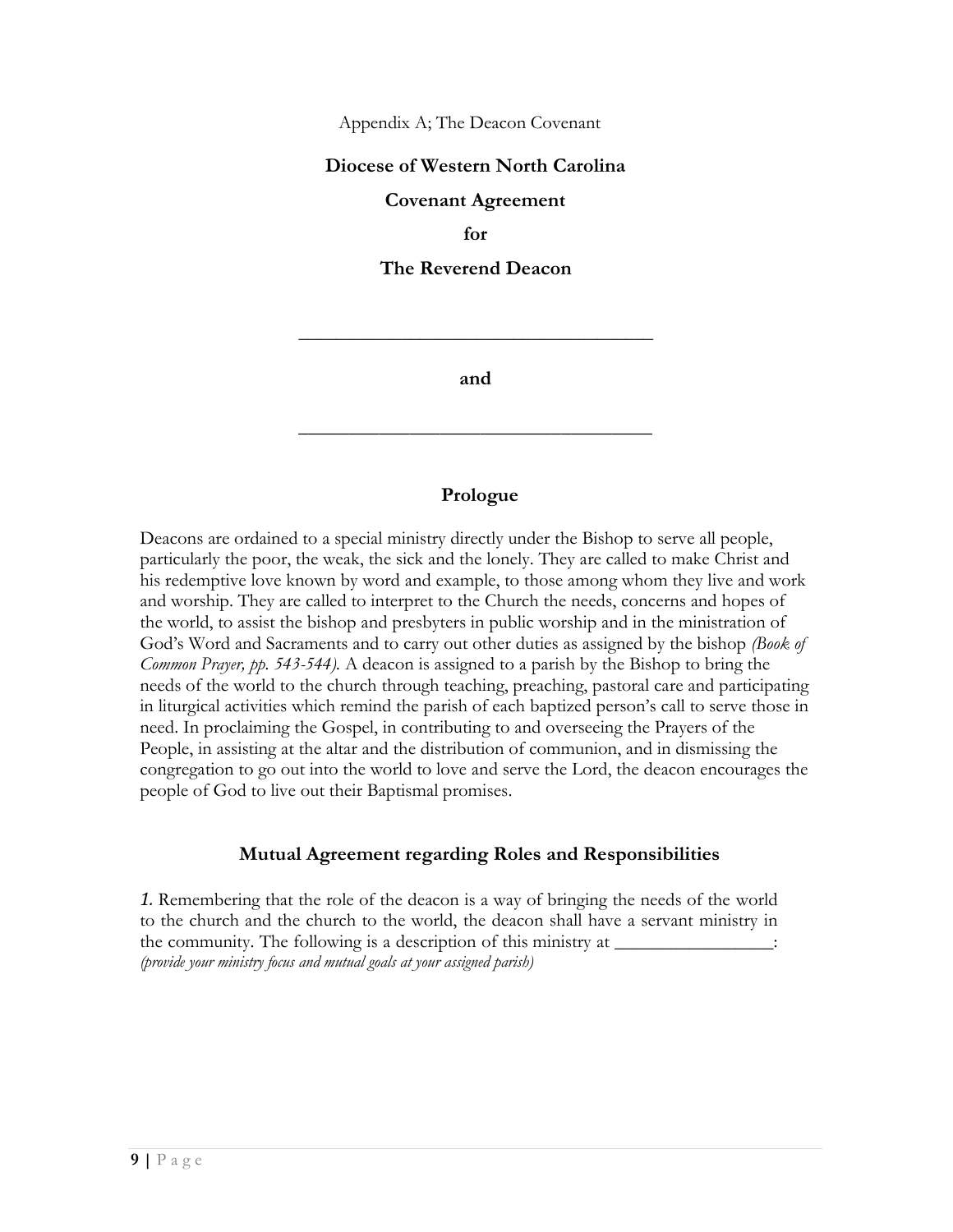Appendix A; The Deacon Covenant

**Diocese of Western North Carolina**

**Covenant Agreement**

**for**

**The Reverend Deacon**

_____________________________________

**and**

_____________________________________

## Prologue

Deacons are ordained to a special ministry directly under the Bishop to serve all people, particularly the poor, the weak, the sick and the lonely. They are called to make Christ and his redemptive love known by word and example, to those among whom they live and work and worship. They are called to interpret to the Church the needs, concerns and hopes of the world, to assist the bishop and presbyters in public worship and in the ministration of God's Word and Sacraments and to carry out other duties as assigned by the bishop *(Book of Common Prayer, pp. 543-544).* A deacon is assigned to a parish by the Bishop to bring the needs of the world to the church through teaching, preaching, pastoral care and participating in liturgical activities which remind the parish of each baptized person's call to serve those in need. In proclaiming the Gospel, in contributing to and overseeing the Prayers of the People, in assisting at the altar and the distribution of communion, and in dismissing the congregation to go out into the world to love and serve the Lord, the deacon encourages the people of God to live out their Baptismal promises.

## Mutual Agreement regarding Roles and Responsibilities

*1.* Remembering that the role of the deacon is a way of bringing the needs of the world to the church and the church to the world, the deacon shall have a servant ministry in the community. The following is a description of this ministry at _________________:
*(provide your ministry focus and mutual goals at your assigned parish)*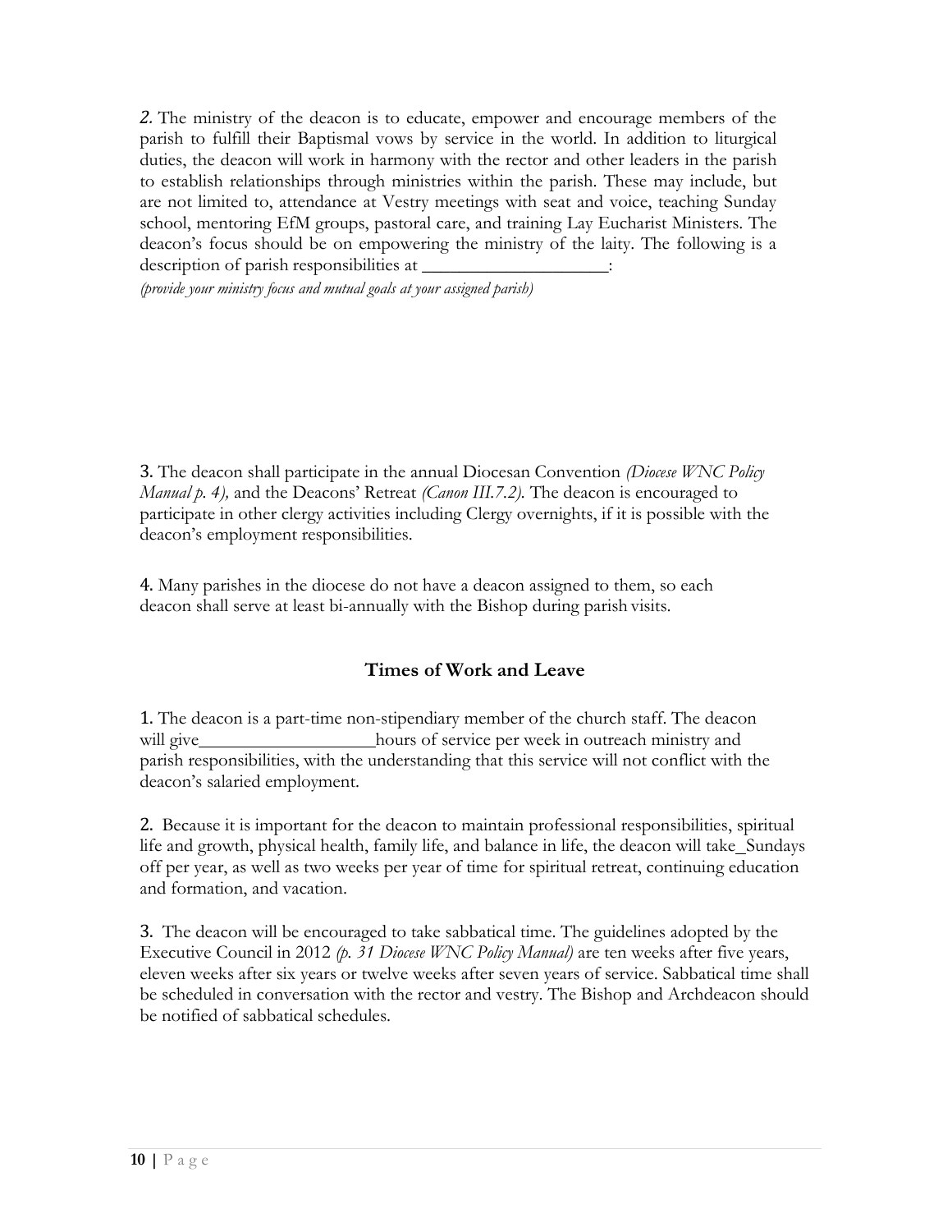*2.* The ministry of the deacon is to educate, empower and encourage members of the parish to fulfill their Baptismal vows by service in the world. In addition to liturgical duties, the deacon will work in harmony with the rector and other leaders in the parish to establish relationships through ministries within the parish. These may include, but are not limited to, attendance at Vestry meetings with seat and voice, teaching Sunday school, mentoring EfM groups, pastoral care, and training Lay Eucharist Ministers. The deacon's focus should be on empowering the ministry of the laity. The following is a description of parish responsibilities at ____________________:

*(provide your ministry focus and mutual goals at your assigned parish)*

3. The deacon shall participate in the annual Diocesan Convention *(Diocese WNC Policy Manual p. 4),* and the Deacons' Retreat *(Canon III.7.2).* The deacon is encouraged to participate in other clergy activities including Clergy overnights, if it is possible with the deacon's employment responsibilities.

4. Many parishes in the diocese do not have a deacon assigned to them, so each deacon shall serve at least bi-annually with the Bishop during parish visits.

### Times of Work and Leave

1. The deacon is a part-time non-stipendiary member of the church staff. The deacon will give___________________hours of service per week in outreach ministry and parish responsibilities, with the understanding that this service will not conflict with the deacon's salaried employment.

2. Because it is important for the deacon to maintain professional responsibilities, spiritual life and growth, physical health, family life, and balance in life, the deacon will take_Sundays off per year, as well as two weeks per year of time for spiritual retreat, continuing education and formation, and vacation.

3. The deacon will be encouraged to take sabbatical time. The guidelines adopted by the Executive Council in 2012 *(p. 31 Diocese WNC Policy Manual)* are ten weeks after five years, eleven weeks after six years or twelve weeks after seven years of service. Sabbatical time shall be scheduled in conversation with the rector and vestry. The Bishop and Archdeacon should be notified of sabbatical schedules.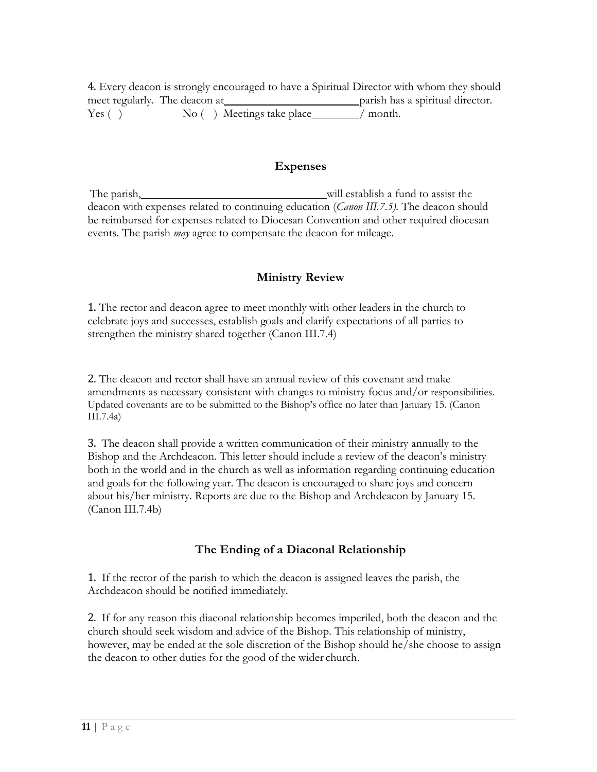4. Every deacon is strongly encouraged to have a Spiritual Director with whom they should meet regularly. The deacon at________________________parish has a spiritual director. Yes ( ) No ( ) Meetings take place________/ month.

## Expenses

The parish,________________________________will establish a fund to assist the deacon with expenses related to continuing education (*Canon III.7.5).* The deacon should be reimbursed for expenses related to Diocesan Convention and other required diocesan events. The parish *may* agree to compensate the deacon for mileage.

## Ministry Review

1. The rector and deacon agree to meet monthly with other leaders in the church to celebrate joys and successes, establish goals and clarify expectations of all parties to strengthen the ministry shared together (Canon III.7.4)

2. The deacon and rector shall have an annual review of this covenant and make amendments as necessary consistent with changes to ministry focus and/or responsibilities. Updated covenants are to be submitted to the Bishop's office no later than January 15. (Canon III.7.4a)

3. The deacon shall provide a written communication of their ministry annually to the Bishop and the Archdeacon. This letter should include a review of the deacon's ministry both in the world and in the church as well as information regarding continuing education and goals for the following year. The deacon is encouraged to share joys and concern about his/her ministry. Reports are due to the Bishop and Archdeacon by January 15. (Canon III.7.4b)

## The Ending of a Diaconal Relationship

1. If the rector of the parish to which the deacon is assigned leaves the parish, the Archdeacon should be notified immediately.

2. If for any reason this diaconal relationship becomes imperiled, both the deacon and the church should seek wisdom and advice of the Bishop. This relationship of ministry, however, may be ended at the sole discretion of the Bishop should he/she choose to assign the deacon to other duties for the good of the wider church.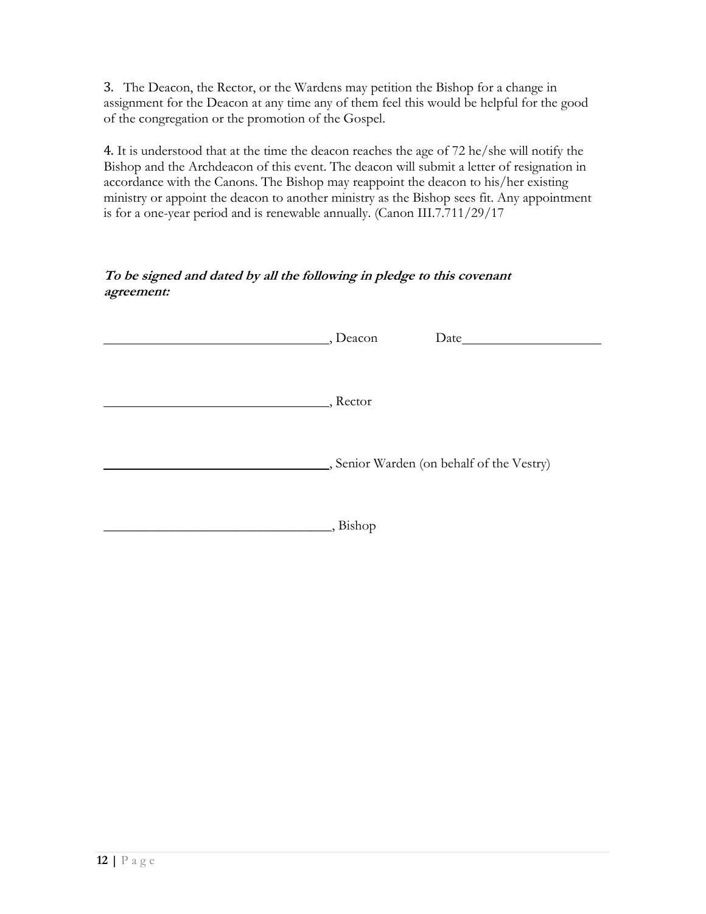3. The Deacon, the Rector, or the Wardens may petition the Bishop for a change in assignment for the Deacon at any time any of them feel this would be helpful for the good of the congregation or the promotion of the Gospel.

4. It is understood that at the time the deacon reaches the age of 72 he/she will notify the Bishop and the Archdeacon of this event. The deacon will submit a letter of resignation in accordance with the Canons. The Bishop may reappoint the deacon to his/her existing ministry or appoint the deacon to another ministry as the Bishop sees fit. Any appointment is for a one-year period and is renewable annually. (Canon III.7.711/29/17

***To be signed and dated by all the following in pledge to this covenant agreement:***

__________________________________, Deacon        Date____________________

__________________________________, Rector

__________________________________, Senior Warden (on behalf of the Vestry)

__________________________________, Bishop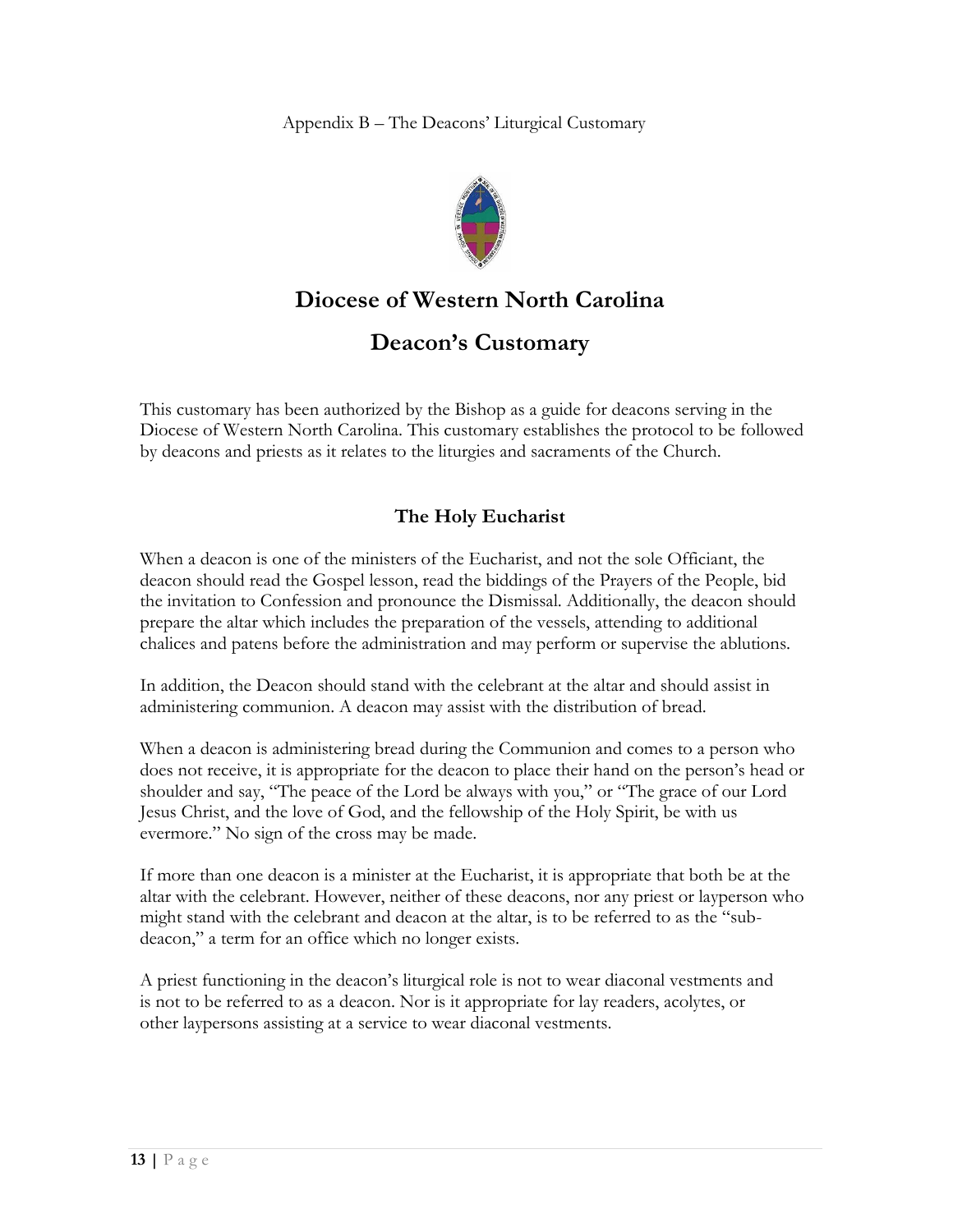Appendix B – The Deacons' Liturgical Customary

# Diocese of Western North Carolina

# Deacon's Customary

This customary has been authorized by the Bishop as a guide for deacons serving in the Diocese of Western North Carolina. This customary establishes the protocol to be followed by deacons and priests as it relates to the liturgies and sacraments of the Church.

## The Holy Eucharist

When a deacon is one of the ministers of the Eucharist, and not the sole Officiant, the deacon should read the Gospel lesson, read the biddings of the Prayers of the People, bid the invitation to Confession and pronounce the Dismissal. Additionally, the deacon should prepare the altar which includes the preparation of the vessels, attending to additional chalices and patens before the administration and may perform or supervise the ablutions.

In addition, the Deacon should stand with the celebrant at the altar and should assist in administering communion. A deacon may assist with the distribution of bread.

When a deacon is administering bread during the Communion and comes to a person who does not receive, it is appropriate for the deacon to place their hand on the person's head or shoulder and say, "The peace of the Lord be always with you," or "The grace of our Lord Jesus Christ, and the love of God, and the fellowship of the Holy Spirit, be with us evermore." No sign of the cross may be made.

If more than one deacon is a minister at the Eucharist, it is appropriate that both be at the altar with the celebrant. However, neither of these deacons, nor any priest or layperson who might stand with the celebrant and deacon at the altar, is to be referred to as the "sub-deacon," a term for an office which no longer exists.

A priest functioning in the deacon's liturgical role is not to wear diaconal vestments and is not to be referred to as a deacon. Nor is it appropriate for lay readers, acolytes, or other laypersons assisting at a service to wear diaconal vestments.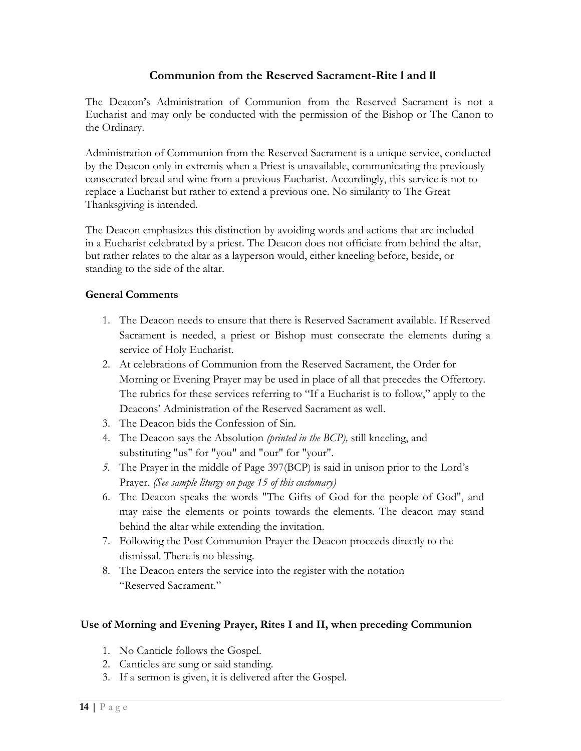## Communion from the Reserved Sacrament-Rite l and ll

The Deacon's Administration of Communion from the Reserved Sacrament is not a Eucharist and may only be conducted with the permission of the Bishop or The Canon to the Ordinary.

Administration of Communion from the Reserved Sacrament is a unique service, conducted by the Deacon only in extremis when a Priest is unavailable, communicating the previously consecrated bread and wine from a previous Eucharist. Accordingly, this service is not to replace a Eucharist but rather to extend a previous one. No similarity to The Great Thanksgiving is intended.

The Deacon emphasizes this distinction by avoiding words and actions that are included in a Eucharist celebrated by a priest. The Deacon does not officiate from behind the altar, but rather relates to the altar as a layperson would, either kneeling before, beside, or standing to the side of the altar.

### General Comments

1. The Deacon needs to ensure that there is Reserved Sacrament available. If Reserved Sacrament is needed, a priest or Bishop must consecrate the elements during a service of Holy Eucharist.
2. At celebrations of Communion from the Reserved Sacrament, the Order for Morning or Evening Prayer may be used in place of all that precedes the Offertory. The rubrics for these services referring to "If a Eucharist is to follow," apply to the Deacons' Administration of the Reserved Sacrament as well.
3. The Deacon bids the Confession of Sin.
4. The Deacon says the Absolution *(printed in the BCP),* still kneeling, and substituting "us" for "you" and "our" for "your".
5. The Prayer in the middle of Page 397(BCP) is said in unison prior to the Lord's Prayer. *(See sample liturgy on page 15 of this customary)*
6. The Deacon speaks the words "The Gifts of God for the people of God", and may raise the elements or points towards the elements. The deacon may stand behind the altar while extending the invitation.
7. Following the Post Communion Prayer the Deacon proceeds directly to the dismissal. There is no blessing.
8. The Deacon enters the service into the register with the notation "Reserved Sacrament."

### Use of Morning and Evening Prayer, Rites I and II, when preceding Communion

1. No Canticle follows the Gospel.
2. Canticles are sung or said standing.
3. If a sermon is given, it is delivered after the Gospel.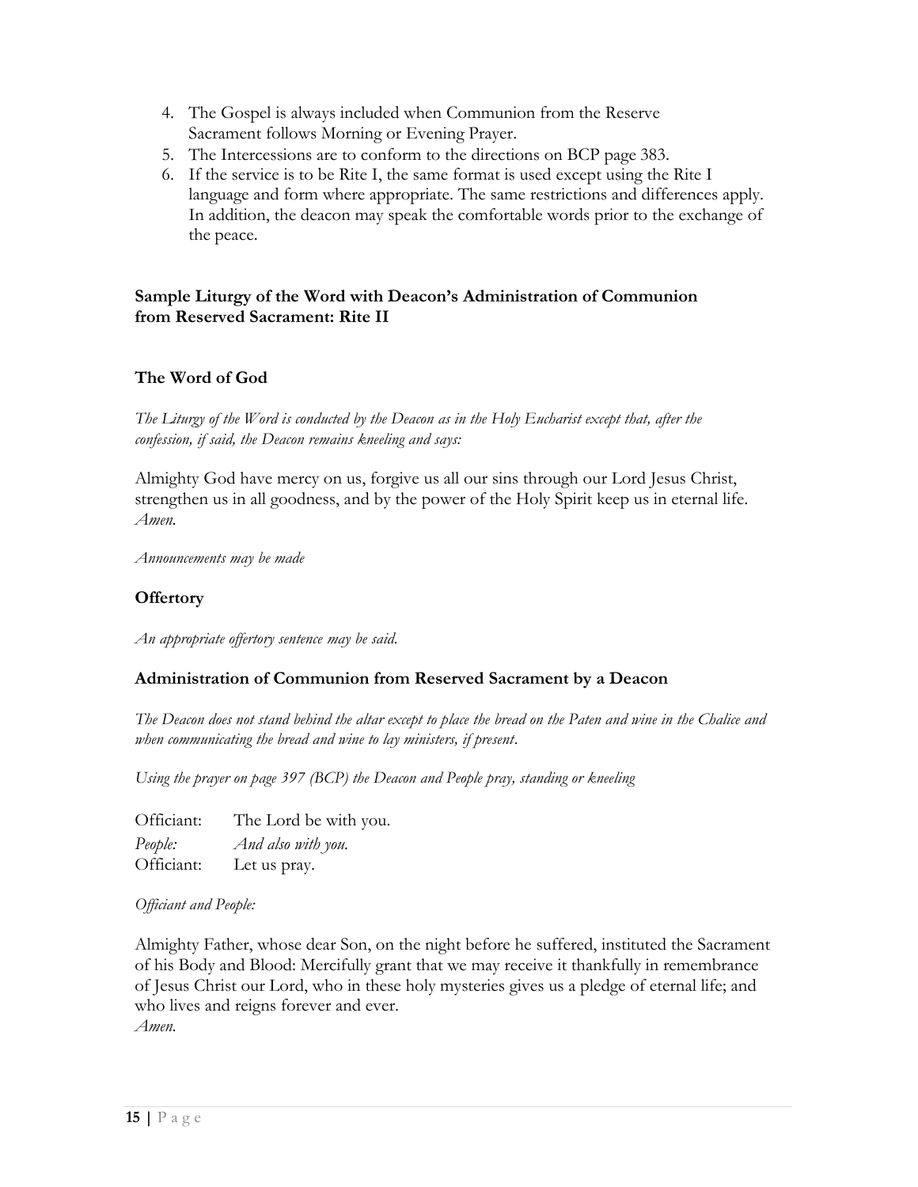4. The Gospel is always included when Communion from the Reserve Sacrament follows Morning or Evening Prayer.
5. The Intercessions are to conform to the directions on BCP page 383.
6. If the service is to be Rite I, the same format is used except using the Rite I language and form where appropriate. The same restrictions and differences apply. In addition, the deacon may speak the comfortable words prior to the exchange of the peace.

### Sample Liturgy of the Word with Deacon's Administration of Communion from Reserved Sacrament: Rite II

### The Word of God

*The Liturgy of the Word is conducted by the Deacon as in the Holy Eucharist except that, after the confession, if said, the Deacon remains kneeling and says:*

Almighty God have mercy on us, forgive us all our sins through our Lord Jesus Christ, strengthen us in all goodness, and by the power of the Holy Spirit keep us in eternal life. *Amen.*

*Announcements may be made*

### Offertory

*An appropriate offertory sentence may be said.*

### Administration of Communion from Reserved Sacrament by a Deacon

*The Deacon does not stand behind the altar except to place the bread on the Paten and wine in the Chalice and when communicating the bread and wine to lay ministers, if present.*

*Using the prayer on page 397 (BCP) the Deacon and People pray, standing or kneeling*

Officiant: The Lord be with you.
*People: And also with you.*
Officiant: Let us pray.

*Officiant and People:*

Almighty Father, whose dear Son, on the night before he suffered, instituted the Sacrament of his Body and Blood: Mercifully grant that we may receive it thankfully in remembrance of Jesus Christ our Lord, who in these holy mysteries gives us a pledge of eternal life; and who lives and reigns forever and ever.
*Amen.*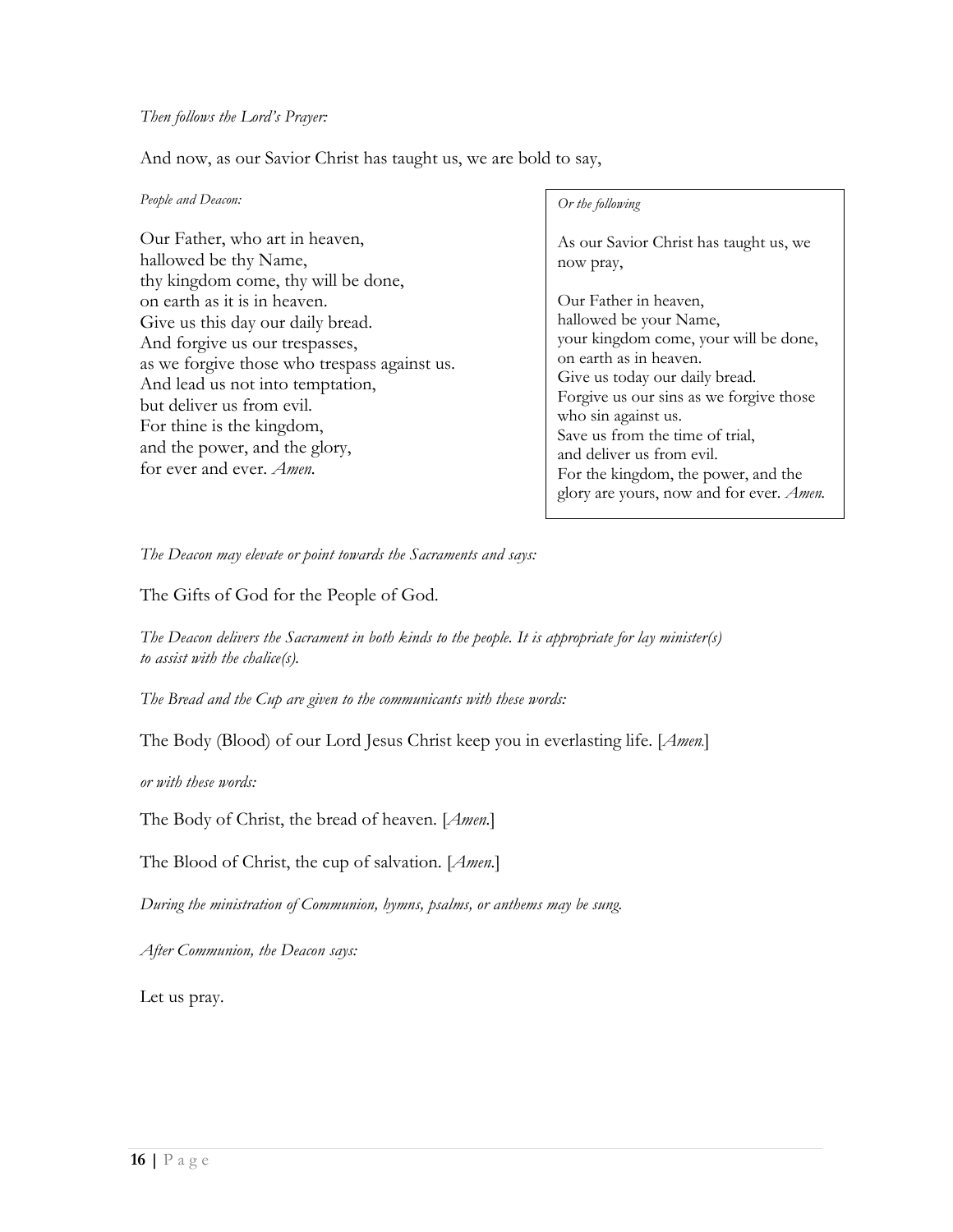*Then follows the Lord's Prayer:*

And now, as our Savior Christ has taught us, we are bold to say,

*People and Deacon:*

Our Father, who art in heaven,
hallowed be thy Name,
thy kingdom come, thy will be done,
on earth as it is in heaven.
Give us this day our daily bread.
And forgive us our trespasses,
as we forgive those who trespass against us.
And lead us not into temptation,
but deliver us from evil.
For thine is the kingdom,
and the power, and the glory,
for ever and ever. *Amen.*

*Or the following*

As our Savior Christ has taught us, we now pray,

Our Father in heaven,
hallowed be your Name,
your kingdom come, your will be done,
on earth as in heaven.
Give us today our daily bread.
Forgive us our sins as we forgive those who sin against us.
Save us from the time of trial,
and deliver us from evil.
For the kingdom, the power, and the glory are yours, now and for ever. *Amen.*

*The Deacon may elevate or point towards the Sacraments and says:*

The Gifts of God for the People of God.

*The Deacon delivers the Sacrament in both kinds to the people. It is appropriate for lay minister(s) to assist with the chalice(s).*

*The Bread and the Cup are given to the communicants with these words:*

The Body (Blood) of our Lord Jesus Christ keep you in everlasting life. [*Amen.*]

*or with these words:*

The Body of Christ, the bread of heaven. [*Amen.*]

The Blood of Christ, the cup of salvation. [*Amen.*]

*During the ministration of Communion, hymns, psalms, or anthems may be sung.*

*After Communion, the Deacon says:*

Let us pray.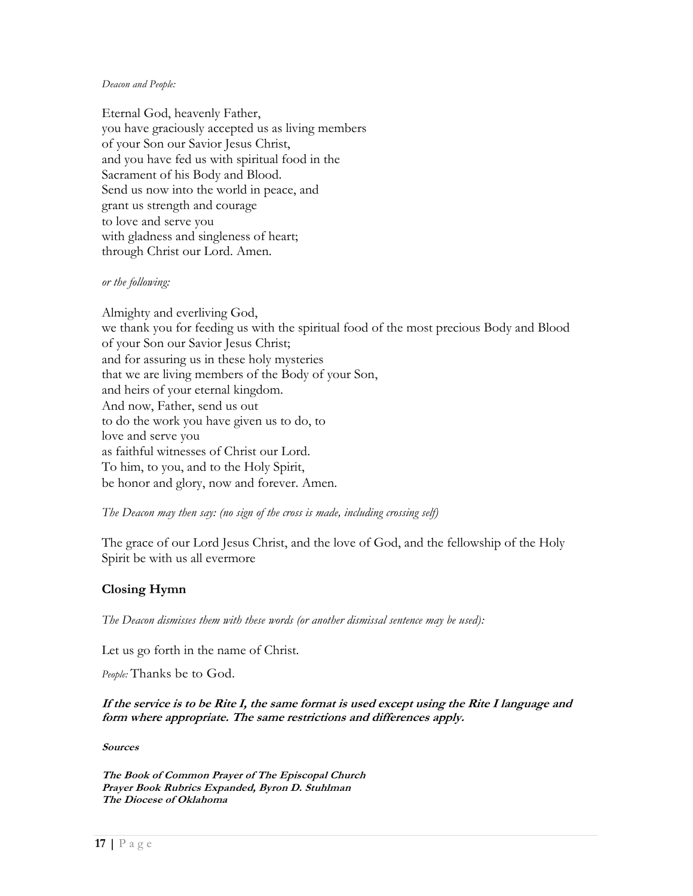*Deacon and People:*

Eternal God, heavenly Father,
you have graciously accepted us as living members
of your Son our Savior Jesus Christ,
and you have fed us with spiritual food in the
Sacrament of his Body and Blood.
Send us now into the world in peace, and
grant us strength and courage
to love and serve you
with gladness and singleness of heart;
through Christ our Lord. Amen.

*or the following:*

Almighty and everliving God,
we thank you for feeding us with the spiritual food of the most precious Body and Blood
of your Son our Savior Jesus Christ;
and for assuring us in these holy mysteries
that we are living members of the Body of your Son,
and heirs of your eternal kingdom.
And now, Father, send us out
to do the work you have given us to do, to
love and serve you
as faithful witnesses of Christ our Lord.
To him, to you, and to the Holy Spirit,
be honor and glory, now and forever. Amen.

*The Deacon may then say: (no sign of the cross is made, including crossing self)*

The grace of our Lord Jesus Christ, and the love of God, and the fellowship of the Holy Spirit be with us all evermore

### Closing Hymn

*The Deacon dismisses them with these words (or another dismissal sentence may be used):*

Let us go forth in the name of Christ.

*People:* Thanks be to God.

***If the service is to be Rite I, the same format is used except using the Rite I language and form where appropriate. The same restrictions and differences apply.***

***Sources***

***The Book of Common Prayer of The Episcopal Church***
***Prayer Book Rubrics Expanded, Byron D. Stuhlman***
***The Diocese of Oklahoma***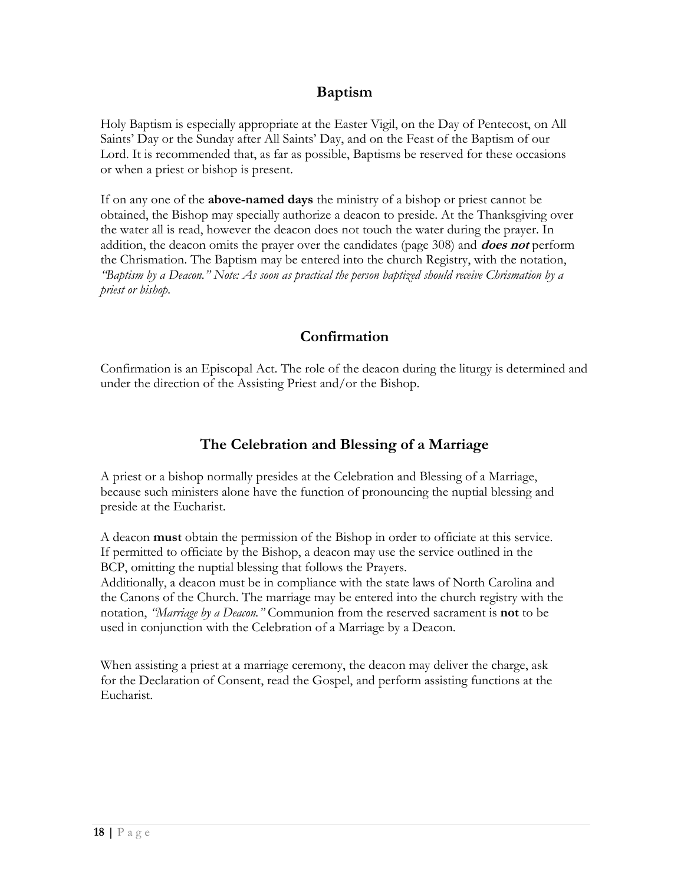## Baptism

Holy Baptism is especially appropriate at the Easter Vigil, on the Day of Pentecost, on All Saints' Day or the Sunday after All Saints' Day, and on the Feast of the Baptism of our Lord. It is recommended that, as far as possible, Baptisms be reserved for these occasions or when a priest or bishop is present.

If on any one of the **above-named days** the ministry of a bishop or priest cannot be obtained, the Bishop may specially authorize a deacon to preside. At the Thanksgiving over the water all is read, however the deacon does not touch the water during the prayer. In addition, the deacon omits the prayer over the candidates (page 308) and ***does not*** perform the Chrismation. The Baptism may be entered into the church Registry, with the notation, *"Baptism by a Deacon." Note: As soon as practical the person baptized should receive Chrismation by a priest or bishop.*

## Confirmation

Confirmation is an Episcopal Act. The role of the deacon during the liturgy is determined and under the direction of the Assisting Priest and/or the Bishop.

## The Celebration and Blessing of a Marriage

A priest or a bishop normally presides at the Celebration and Blessing of a Marriage, because such ministers alone have the function of pronouncing the nuptial blessing and preside at the Eucharist.

A deacon **must** obtain the permission of the Bishop in order to officiate at this service. If permitted to officiate by the Bishop, a deacon may use the service outlined in the BCP, omitting the nuptial blessing that follows the Prayers.
Additionally, a deacon must be in compliance with the state laws of North Carolina and the Canons of the Church. The marriage may be entered into the church registry with the notation, *"Marriage by a Deacon."* Communion from the reserved sacrament is **not** to be used in conjunction with the Celebration of a Marriage by a Deacon.

When assisting a priest at a marriage ceremony, the deacon may deliver the charge, ask for the Declaration of Consent, read the Gospel, and perform assisting functions at the Eucharist.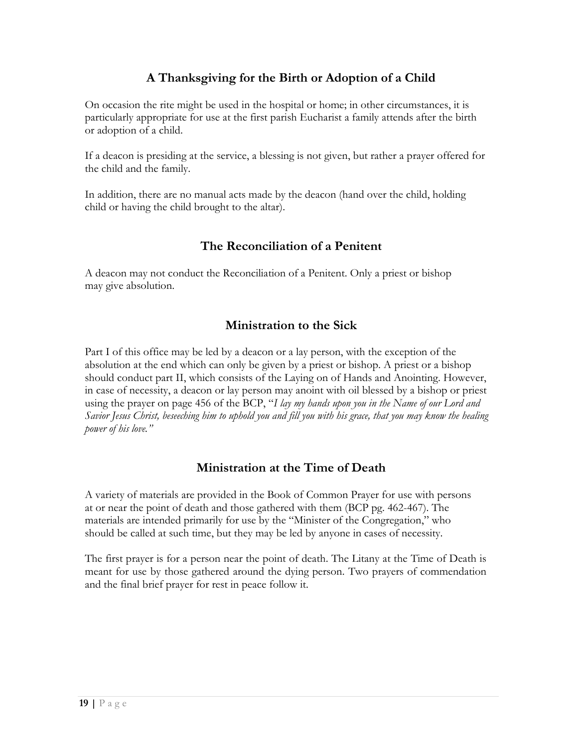## A Thanksgiving for the Birth or Adoption of a Child

On occasion the rite might be used in the hospital or home; in other circumstances, it is particularly appropriate for use at the first parish Eucharist a family attends after the birth or adoption of a child.

If a deacon is presiding at the service, a blessing is not given, but rather a prayer offered for the child and the family.

In addition, there are no manual acts made by the deacon (hand over the child, holding child or having the child brought to the altar).

## The Reconciliation of a Penitent

A deacon may not conduct the Reconciliation of a Penitent. Only a priest or bishop may give absolution.

## Ministration to the Sick

Part I of this office may be led by a deacon or a lay person, with the exception of the absolution at the end which can only be given by a priest or bishop. A priest or a bishop should conduct part II, which consists of the Laying on of Hands and Anointing. However, in case of necessity, a deacon or lay person may anoint with oil blessed by a bishop or priest using the prayer on page 456 of the BCP, "*I lay my hands upon you in the Name of our Lord and Savior Jesus Christ, beseeching him to uphold you and fill you with his grace, that you may know the healing power of his love.*"

## Ministration at the Time of Death

A variety of materials are provided in the Book of Common Prayer for use with persons at or near the point of death and those gathered with them (BCP pg. 462-467). The materials are intended primarily for use by the "Minister of the Congregation," who should be called at such time, but they may be led by anyone in cases of necessity.

The first prayer is for a person near the point of death. The Litany at the Time of Death is meant for use by those gathered around the dying person. Two prayers of commendation and the final brief prayer for rest in peace follow it.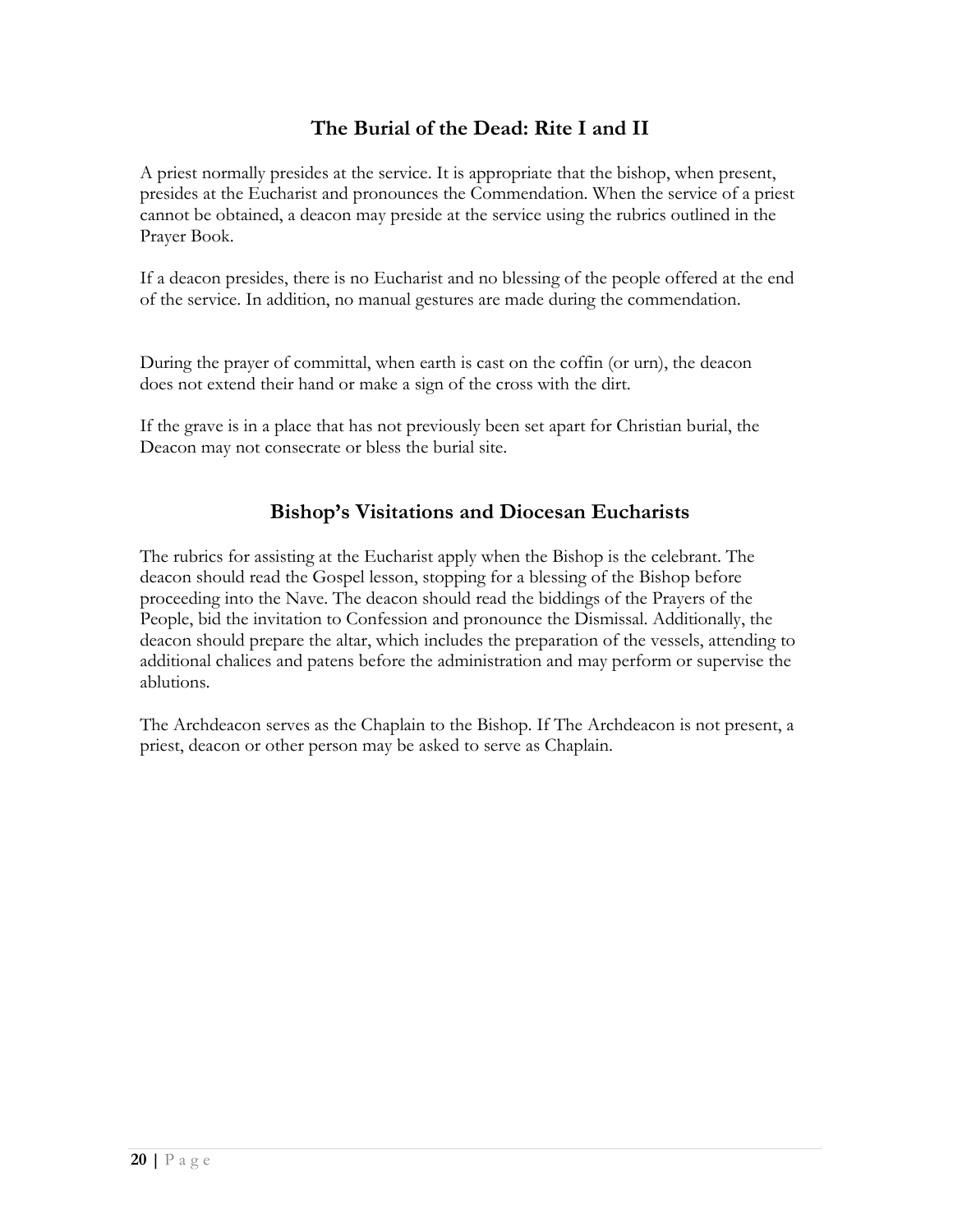## The Burial of the Dead: Rite I and II

A priest normally presides at the service. It is appropriate that the bishop, when present, presides at the Eucharist and pronounces the Commendation. When the service of a priest cannot be obtained, a deacon may preside at the service using the rubrics outlined in the Prayer Book.

If a deacon presides, there is no Eucharist and no blessing of the people offered at the end of the service. In addition, no manual gestures are made during the commendation.

During the prayer of committal, when earth is cast on the coffin (or urn), the deacon does not extend their hand or make a sign of the cross with the dirt.

If the grave is in a place that has not previously been set apart for Christian burial, the Deacon may not consecrate or bless the burial site.

## Bishop's Visitations and Diocesan Eucharists

The rubrics for assisting at the Eucharist apply when the Bishop is the celebrant. The deacon should read the Gospel lesson, stopping for a blessing of the Bishop before proceeding into the Nave. The deacon should read the biddings of the Prayers of the People, bid the invitation to Confession and pronounce the Dismissal. Additionally, the deacon should prepare the altar, which includes the preparation of the vessels, attending to additional chalices and patens before the administration and may perform or supervise the ablutions.

The Archdeacon serves as the Chaplain to the Bishop. If The Archdeacon is not present, a priest, deacon or other person may be asked to serve as Chaplain.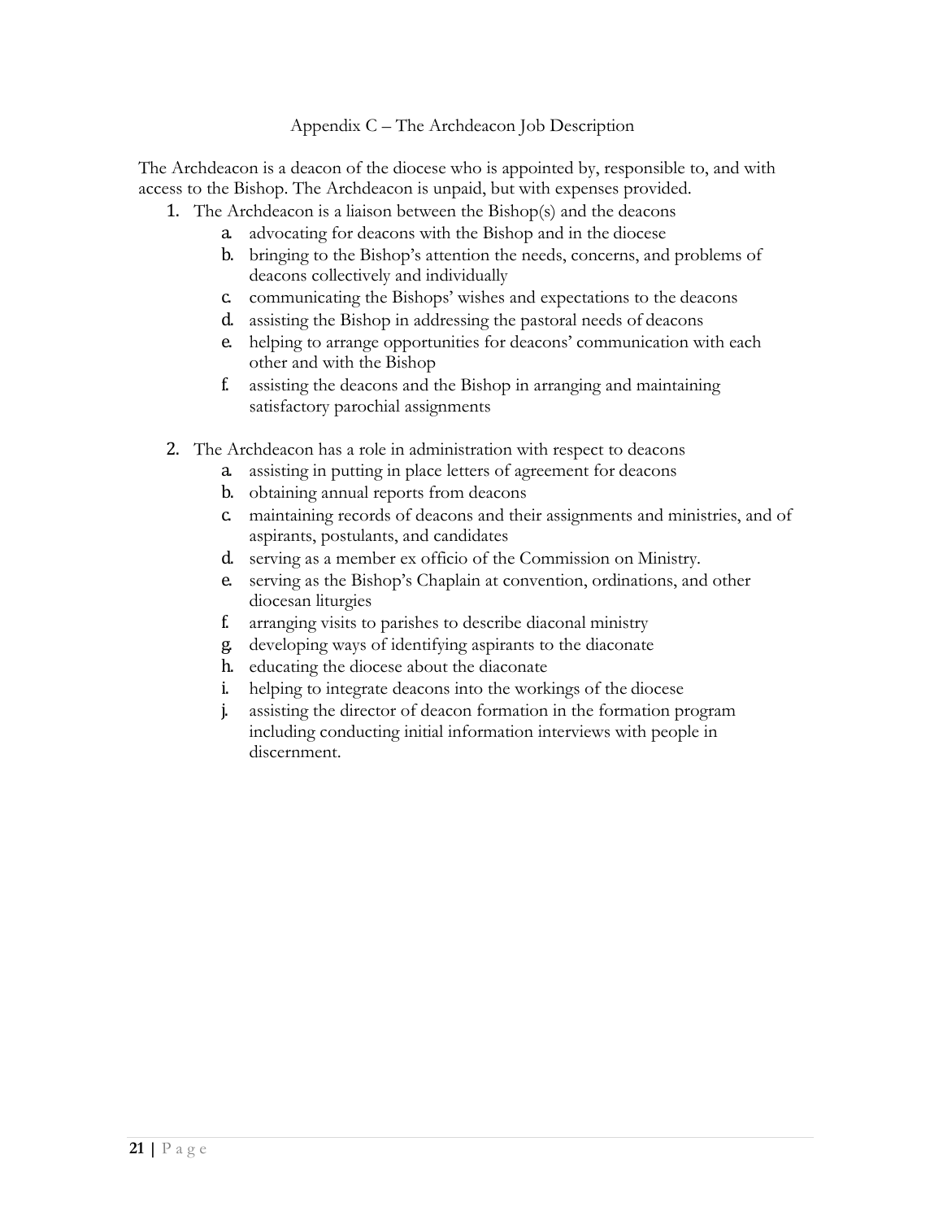## Appendix C – The Archdeacon Job Description

The Archdeacon is a deacon of the diocese who is appointed by, responsible to, and with access to the Bishop. The Archdeacon is unpaid, but with expenses provided.

1. The Archdeacon is a liaison between the Bishop(s) and the deacons
   a. advocating for deacons with the Bishop and in the diocese
   b. bringing to the Bishop's attention the needs, concerns, and problems of deacons collectively and individually
   c. communicating the Bishops' wishes and expectations to the deacons
   d. assisting the Bishop in addressing the pastoral needs of deacons
   e. helping to arrange opportunities for deacons' communication with each other and with the Bishop
   f. assisting the deacons and the Bishop in arranging and maintaining satisfactory parochial assignments

2. The Archdeacon has a role in administration with respect to deacons
   a. assisting in putting in place letters of agreement for deacons
   b. obtaining annual reports from deacons
   c. maintaining records of deacons and their assignments and ministries, and of aspirants, postulants, and candidates
   d. serving as a member ex officio of the Commission on Ministry.
   e. serving as the Bishop's Chaplain at convention, ordinations, and other diocesan liturgies
   f. arranging visits to parishes to describe diaconal ministry
   g. developing ways of identifying aspirants to the diaconate
   h. educating the diocese about the diaconate
   i. helping to integrate deacons into the workings of the diocese
   j. assisting the director of deacon formation in the formation program including conducting initial information interviews with people in discernment.